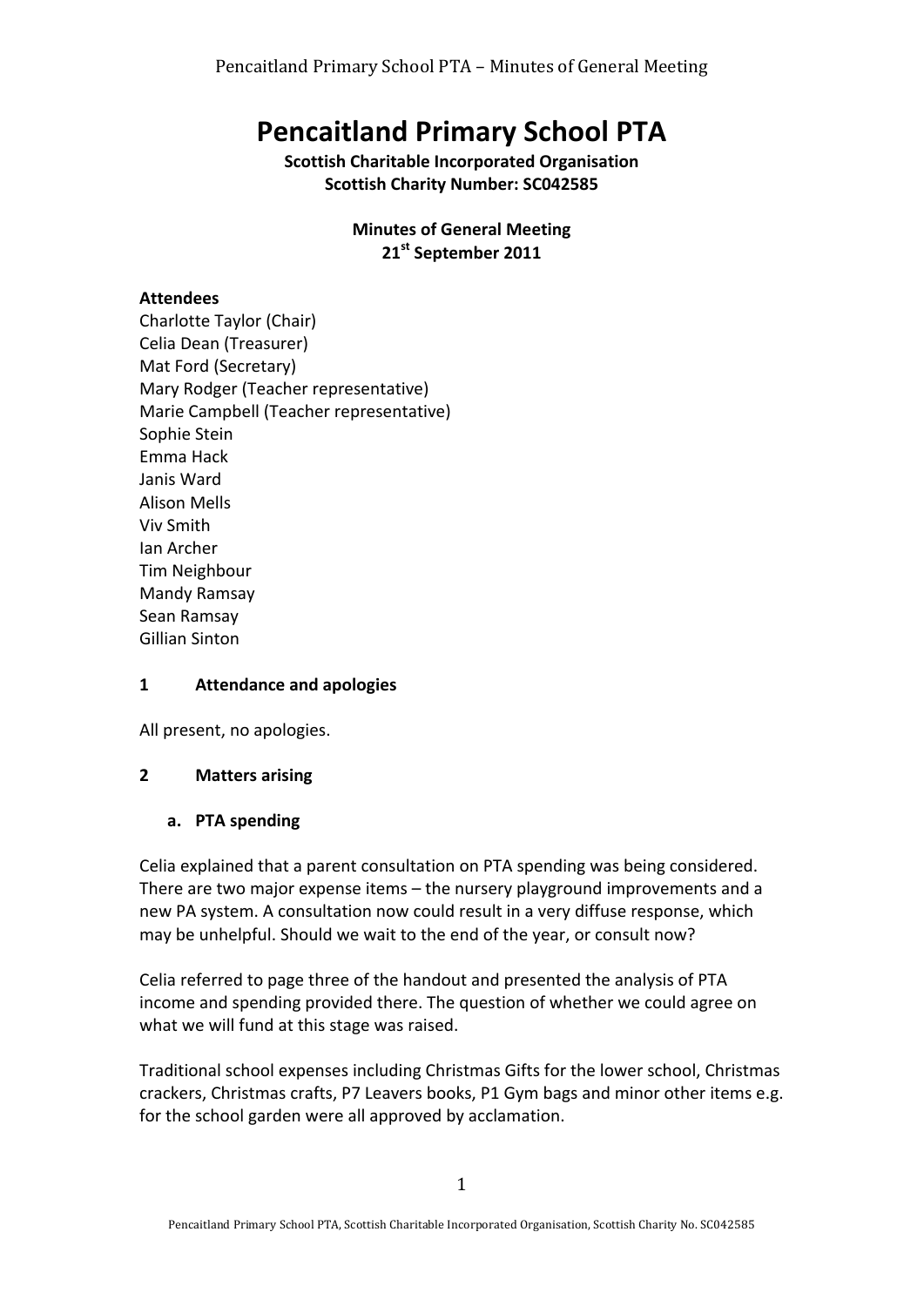# Pencaitland Primary School PTA

**Scottish Charitable Incorporated Organisation**
**Scottish Charity Number: SC042585**

**Minutes of General Meeting**
**21st September 2011**

**Attendees**

Charlotte Taylor (Chair)
Celia Dean (Treasurer)
Mat Ford (Secretary)
Mary Rodger (Teacher representative)
Marie Campbell (Teacher representative)
Sophie Stein
Emma Hack
Janis Ward
Alison Mells
Viv Smith
Ian Archer
Tim Neighbour
Mandy Ramsay
Sean Ramsay
Gillian Sinton

## 1 Attendance and apologies

All present, no apologies.

## 2 Matters arising

### a. PTA spending

Celia explained that a parent consultation on PTA spending was being considered. There are two major expense items – the nursery playground improvements and a new PA system. A consultation now could result in a very diffuse response, which may be unhelpful. Should we wait to the end of the year, or consult now?

Celia referred to page three of the handout and presented the analysis of PTA income and spending provided there. The question of whether we could agree on what we will fund at this stage was raised.

Traditional school expenses including Christmas Gifts for the lower school, Christmas crackers, Christmas crafts, P7 Leavers books, P1 Gym bags and minor other items e.g. for the school garden were all approved by acclamation.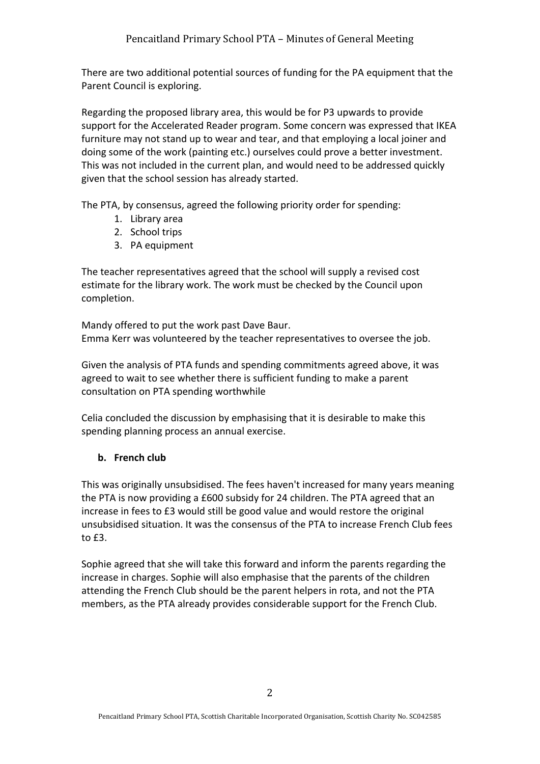There are two additional potential sources of funding for the PA equipment that the Parent Council is exploring.

Regarding the proposed library area, this would be for P3 upwards to provide support for the Accelerated Reader program. Some concern was expressed that IKEA furniture may not stand up to wear and tear, and that employing a local joiner and doing some of the work (painting etc.) ourselves could prove a better investment. This was not included in the current plan, and would need to be addressed quickly given that the school session has already started.

The PTA, by consensus, agreed the following priority order for spending:

1. Library area
2. School trips
3. PA equipment

The teacher representatives agreed that the school will supply a revised cost estimate for the library work. The work must be checked by the Council upon completion.

Mandy offered to put the work past Dave Baur.
Emma Kerr was volunteered by the teacher representatives to oversee the job.

Given the analysis of PTA funds and spending commitments agreed above, it was agreed to wait to see whether there is sufficient funding to make a parent consultation on PTA spending worthwhile

Celia concluded the discussion by emphasising that it is desirable to make this spending planning process an annual exercise.

**b. French club**

This was originally unsubsidised. The fees haven't increased for many years meaning the PTA is now providing a £600 subsidy for 24 children. The PTA agreed that an increase in fees to £3 would still be good value and would restore the original unsubsidised situation. It was the consensus of the PTA to increase French Club fees to £3.

Sophie agreed that she will take this forward and inform the parents regarding the increase in charges. Sophie will also emphasise that the parents of the children attending the French Club should be the parent helpers in rota, and not the PTA members, as the PTA already provides considerable support for the French Club.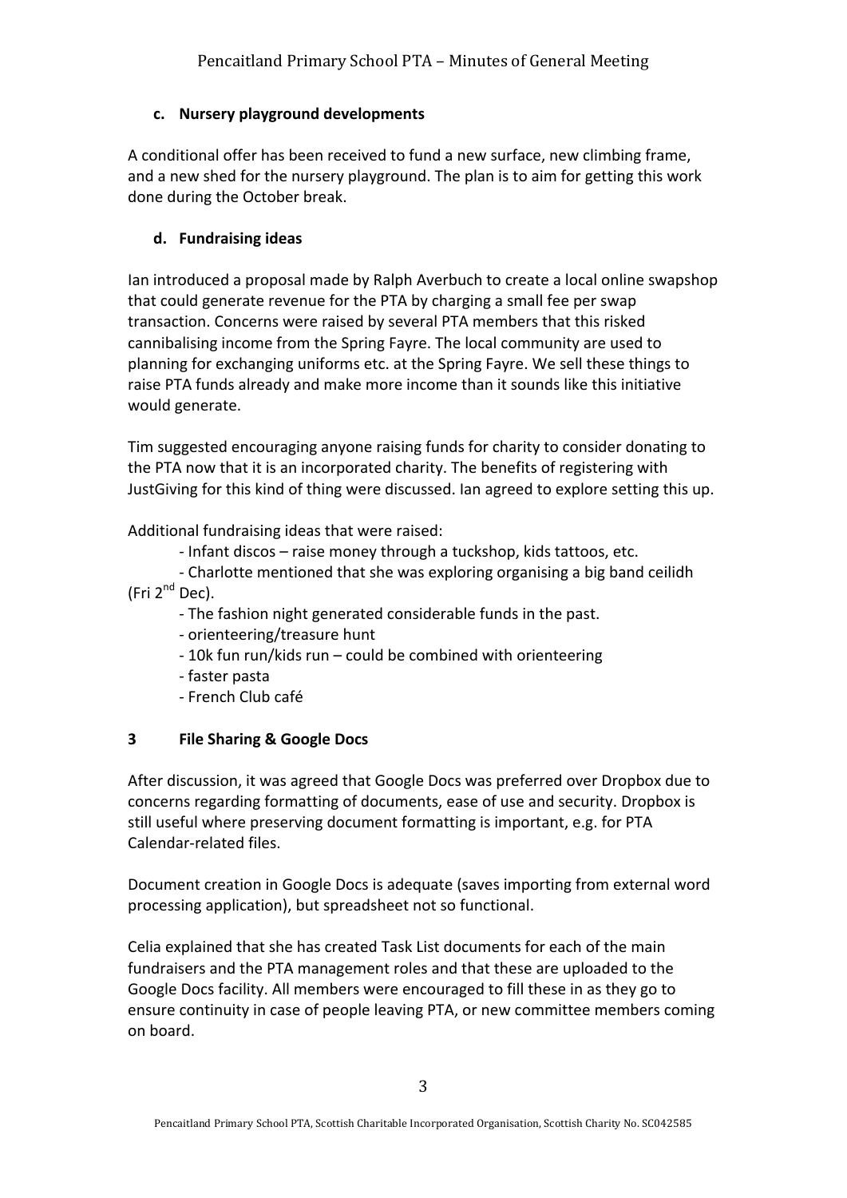### c. Nursery playground developments

A conditional offer has been received to fund a new surface, new climbing frame, and a new shed for the nursery playground. The plan is to aim for getting this work done during the October break.

### d. Fundraising ideas

Ian introduced a proposal made by Ralph Averbuch to create a local online swapshop that could generate revenue for the PTA by charging a small fee per swap transaction. Concerns were raised by several PTA members that this risked cannibalising income from the Spring Fayre. The local community are used to planning for exchanging uniforms etc. at the Spring Fayre. We sell these things to raise PTA funds already and make more income than it sounds like this initiative would generate.

Tim suggested encouraging anyone raising funds for charity to consider donating to the PTA now that it is an incorporated charity. The benefits of registering with JustGiving for this kind of thing were discussed. Ian agreed to explore setting this up.

Additional fundraising ideas that were raised:

- Infant discos – raise money through a tuckshop, kids tattoos, etc.
- Charlotte mentioned that she was exploring organising a big band ceilidh (Fri 2nd Dec).
- The fashion night generated considerable funds in the past.
- orienteering/treasure hunt
- 10k fun run/kids run – could be combined with orienteering
- faster pasta
- French Club café

## 3 File Sharing & Google Docs

After discussion, it was agreed that Google Docs was preferred over Dropbox due to concerns regarding formatting of documents, ease of use and security. Dropbox is still useful where preserving document formatting is important, e.g. for PTA Calendar-related files.

Document creation in Google Docs is adequate (saves importing from external word processing application), but spreadsheet not so functional.

Celia explained that she has created Task List documents for each of the main fundraisers and the PTA management roles and that these are uploaded to the Google Docs facility. All members were encouraged to fill these in as they go to ensure continuity in case of people leaving PTA, or new committee members coming on board.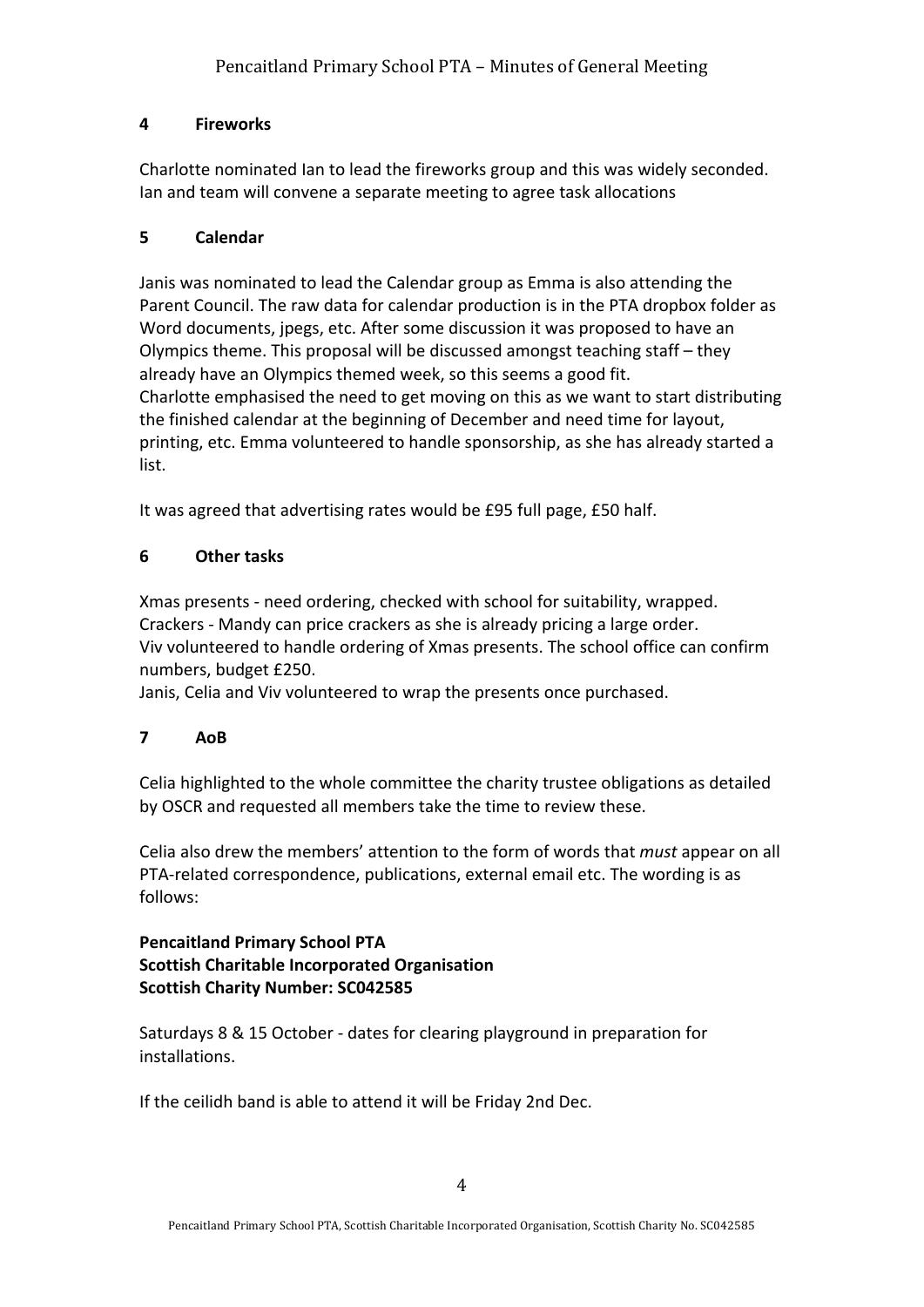## 4 Fireworks

Charlotte nominated Ian to lead the fireworks group and this was widely seconded. Ian and team will convene a separate meeting to agree task allocations

## 5 Calendar

Janis was nominated to lead the Calendar group as Emma is also attending the Parent Council. The raw data for calendar production is in the PTA dropbox folder as Word documents, jpegs, etc. After some discussion it was proposed to have an Olympics theme. This proposal will be discussed amongst teaching staff – they already have an Olympics themed week, so this seems a good fit.
Charlotte emphasised the need to get moving on this as we want to start distributing the finished calendar at the beginning of December and need time for layout, printing, etc. Emma volunteered to handle sponsorship, as she has already started a list.

It was agreed that advertising rates would be £95 full page, £50 half.

## 6 Other tasks

Xmas presents - need ordering, checked with school for suitability, wrapped.
Crackers - Mandy can price crackers as she is already pricing a large order.
Viv volunteered to handle ordering of Xmas presents. The school office can confirm numbers, budget £250.
Janis, Celia and Viv volunteered to wrap the presents once purchased.

## 7 AoB

Celia highlighted to the whole committee the charity trustee obligations as detailed by OSCR and requested all members take the time to review these.

Celia also drew the members' attention to the form of words that *must* appear on all PTA-related correspondence, publications, external email etc. The wording is as follows:

**Pencaitland Primary School PTA**
**Scottish Charitable Incorporated Organisation**
**Scottish Charity Number: SC042585**

Saturdays 8 & 15 October - dates for clearing playground in preparation for installations.

If the ceilidh band is able to attend it will be Friday 2nd Dec.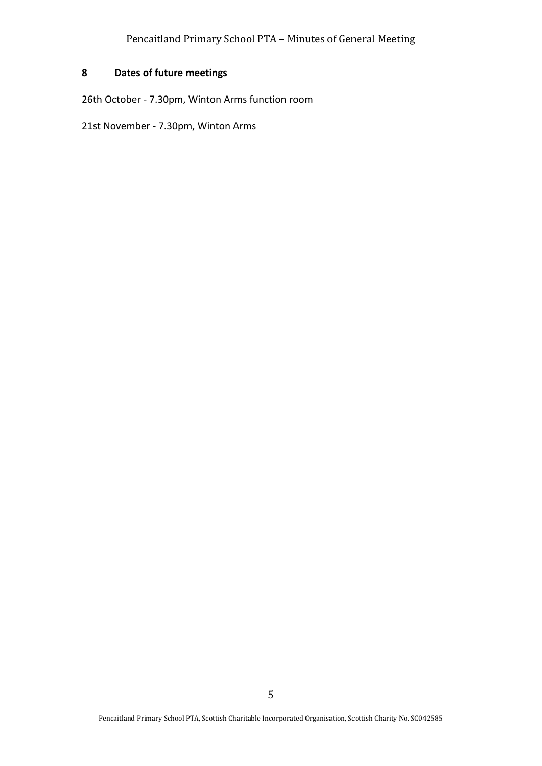## 8 Dates of future meetings

26th October - 7.30pm, Winton Arms function room

21st November - 7.30pm, Winton Arms